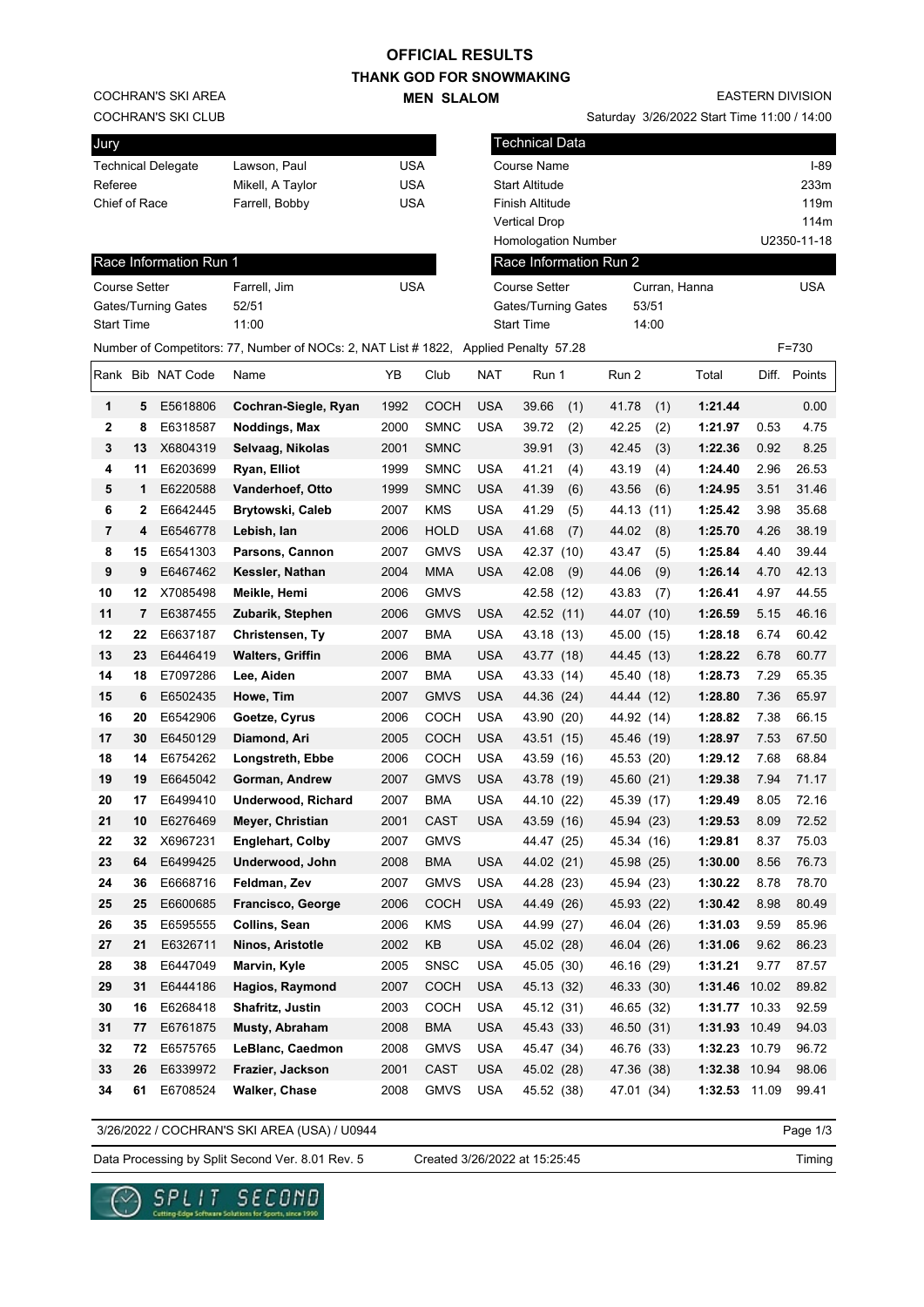# OFFICIAL RESULTS

## THANK GOD FOR SNOWMAKING

### MEN SLALOM

COCHRAN'S SKI AREA
COCHRAN'S SKI CLUB

EASTERN DIVISION
Saturday 3/26/2022 Start Time 11:00 / 14:00

| Jury | | |
|---|---|---|
| Technical Delegate | Lawson, Paul | USA |
| Referee | Mikell, A Taylor | USA |
| Chief of Race | Farrell, Bobby | USA |

| Technical Data | |
|---|---|
| Course Name | I-89 |
| Start Altitude | 233m |
| Finish Altitude | 119m |
| Vertical Drop | 114m |
| Homologation Number | U2350-11-18 |

| Race Information Run 1 | | |
|---|---|---|
| Course Setter | Farrell, Jim | USA |
| Gates/Turning Gates | 52/51 | |
| Start Time | 11:00 | |

| Race Information Run 2 | | |
|---|---|---|
| Course Setter | Curran, Hanna | USA |
| Gates/Turning Gates | 53/51 | |
| Start Time | 14:00 | |

Number of Competitors: 77, Number of NOCs: 2, NAT List # 1822, Applied Penalty 57.28 F=730

| Rank | Bib | NAT Code | Name | YB | Club | NAT | Run 1 | Run 2 | Total | Diff. | Points |
|---|---|---|---|---|---|---|---|---|---|---|---|
| 1 | 5 | E5618806 | **Cochran-Siegle, Ryan** | 1992 | COCH | USA | 39.66 (1) | 41.78 (1) | **1:21.44** | | 0.00 |
| 2 | 8 | E6318587 | **Noddings, Max** | 2000 | SMNC | USA | 39.72 (2) | 42.25 (2) | **1:21.97** | 0.53 | 4.75 |
| 3 | 13 | X6804319 | **Selvaag, Nikolas** | 2001 | SMNC | | 39.91 (3) | 42.45 (3) | **1:22.36** | 0.92 | 8.25 |
| 4 | 11 | E6203699 | **Ryan, Elliot** | 1999 | SMNC | USA | 41.21 (4) | 43.19 (4) | **1:24.40** | 2.96 | 26.53 |
| 5 | 1 | E6220588 | **Vanderhoef, Otto** | 1999 | SMNC | USA | 41.39 (6) | 43.56 (6) | **1:24.95** | 3.51 | 31.46 |
| 6 | 2 | E6642445 | **Brytowski, Caleb** | 2007 | KMS | USA | 41.29 (5) | 44.13 (11) | **1:25.42** | 3.98 | 35.68 |
| 7 | 4 | E6546778 | **Lebish, Ian** | 2006 | HOLD | USA | 41.68 (7) | 44.02 (8) | **1:25.70** | 4.26 | 38.19 |
| 8 | 15 | E6541303 | **Parsons, Cannon** | 2007 | GMVS | USA | 42.37 (10) | 43.47 (5) | **1:25.84** | 4.40 | 39.44 |
| 9 | 9 | E6467462 | **Kessler, Nathan** | 2004 | MMA | USA | 42.08 (9) | 44.06 (9) | **1:26.14** | 4.70 | 42.13 |
| 10 | 12 | X7085498 | **Meikle, Hemi** | 2006 | GMVS | | 42.58 (12) | 43.83 (7) | **1:26.41** | 4.97 | 44.55 |
| 11 | 7 | E6387455 | **Zubarik, Stephen** | 2006 | GMVS | USA | 42.52 (11) | 44.07 (10) | **1:26.59** | 5.15 | 46.16 |
| 12 | 22 | E6637187 | **Christensen, Ty** | 2007 | BMA | USA | 43.18 (13) | 45.00 (15) | **1:28.18** | 6.74 | 60.42 |
| 13 | 23 | E6446419 | **Walters, Griffin** | 2006 | BMA | USA | 43.77 (18) | 44.45 (13) | **1:28.22** | 6.78 | 60.77 |
| 14 | 18 | E7097286 | **Lee, Aiden** | 2007 | BMA | USA | 43.33 (14) | 45.40 (18) | **1:28.73** | 7.29 | 65.35 |
| 15 | 6 | E6502435 | **Howe, Tim** | 2007 | GMVS | USA | 44.36 (24) | 44.44 (12) | **1:28.80** | 7.36 | 65.97 |
| 16 | 20 | E6542906 | **Goetze, Cyrus** | 2006 | COCH | USA | 43.90 (20) | 44.92 (14) | **1:28.82** | 7.38 | 66.15 |
| 17 | 30 | E6450129 | **Diamond, Ari** | 2005 | COCH | USA | 43.51 (15) | 45.46 (19) | **1:28.97** | 7.53 | 67.50 |
| 18 | 14 | E6754262 | **Longstreth, Ebbe** | 2006 | COCH | USA | 43.59 (16) | 45.53 (20) | **1:29.12** | 7.68 | 68.84 |
| 19 | 19 | E6645042 | **Gorman, Andrew** | 2007 | GMVS | USA | 43.78 (19) | 45.60 (21) | **1:29.38** | 7.94 | 71.17 |
| 20 | 17 | E6499410 | **Underwood, Richard** | 2007 | BMA | USA | 44.10 (22) | 45.39 (17) | **1:29.49** | 8.05 | 72.16 |
| 21 | 10 | E6276469 | **Meyer, Christian** | 2001 | CAST | USA | 43.59 (16) | 45.94 (23) | **1:29.53** | 8.09 | 72.52 |
| 22 | 32 | X6967231 | **Englehart, Colby** | 2007 | GMVS | | 44.47 (25) | 45.34 (16) | **1:29.81** | 8.37 | 75.03 |
| 23 | 64 | E6499425 | **Underwood, John** | 2008 | BMA | USA | 44.02 (21) | 45.98 (25) | **1:30.00** | 8.56 | 76.73 |
| 24 | 36 | E6668716 | **Feldman, Zev** | 2007 | GMVS | USA | 44.28 (23) | 45.94 (23) | **1:30.22** | 8.78 | 78.70 |
| 25 | 25 | E6600685 | **Francisco, George** | 2006 | COCH | USA | 44.49 (26) | 45.93 (22) | **1:30.42** | 8.98 | 80.49 |
| 26 | 35 | E6595555 | **Collins, Sean** | 2006 | KMS | USA | 44.99 (27) | 46.04 (26) | **1:31.03** | 9.59 | 85.96 |
| 27 | 21 | E6326711 | **Ninos, Aristotle** | 2002 | KB | USA | 45.02 (28) | 46.04 (26) | **1:31.06** | 9.62 | 86.23 |
| 28 | 38 | E6447049 | **Marvin, Kyle** | 2005 | SNSC | USA | 45.05 (30) | 46.16 (29) | **1:31.21** | 9.77 | 87.57 |
| 29 | 31 | E6444186 | **Hagios, Raymond** | 2007 | COCH | USA | 45.13 (32) | 46.33 (30) | **1:31.46** | 10.02 | 89.82 |
| 30 | 16 | E6268418 | **Shafritz, Justin** | 2003 | COCH | USA | 45.12 (31) | 46.65 (32) | **1:31.77** | 10.33 | 92.59 |
| 31 | 77 | E6761875 | **Musty, Abraham** | 2008 | BMA | USA | 45.43 (33) | 46.50 (31) | **1:31.93** | 10.49 | 94.03 |
| 32 | 72 | E6575765 | **LeBlanc, Caedmon** | 2008 | GMVS | USA | 45.47 (34) | 46.76 (33) | **1:32.23** | 10.79 | 96.72 |
| 33 | 26 | E6339972 | **Frazier, Jackson** | 2001 | CAST | USA | 45.02 (28) | 47.36 (38) | **1:32.38** | 10.94 | 98.06 |
| 34 | 61 | E6708524 | **Walker, Chase** | 2008 | GMVS | USA | 45.52 (38) | 47.01 (34) | **1:32.53** | 11.09 | 99.41 |

3/26/2022 / COCHRAN'S SKI AREA (USA) / U0944

Data Processing by Split Second Ver. 8.01 Rev. 5 Created 3/26/2022 at 15:25:45 Timing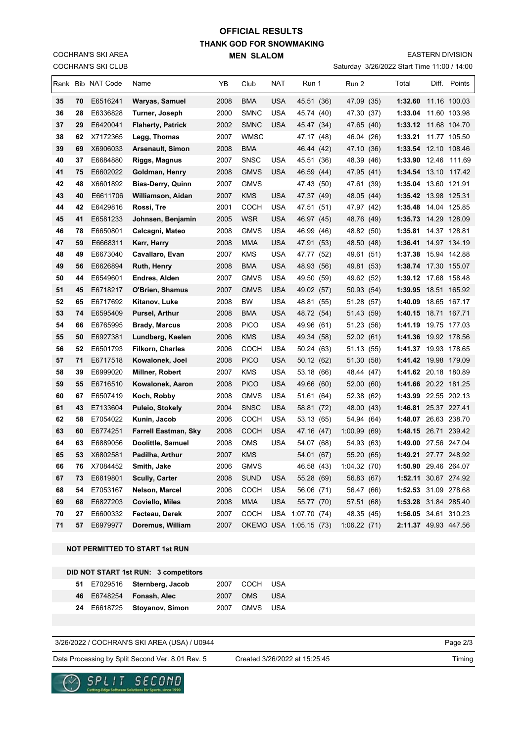# OFFICIAL RESULTS

## THANK GOD FOR SNOWMAKING

## MEN SLALOM

COCHRAN'S SKI AREA
COCHRAN'S SKI CLUB

EASTERN DIVISION
Saturday 3/26/2022 Start Time 11:00 / 14:00

| Rank | Bib | NAT Code | Name | YB | Club | NAT | Run 1 | Run 2 | Total | Diff. | Points |
|---|---|---|---|---|---|---|---|---|---|---|---|
| 35 | 70 | E6516241 | Waryas, Samuel | 2008 | BMA | USA | 45.51 (36) | 47.09 (35) | 1:32.60 | 11.16 | 100.03 |
| 36 | 28 | E6336828 | Turner, Joseph | 2000 | SMNC | USA | 45.74 (40) | 47.30 (37) | 1:33.04 | 11.60 | 103.98 |
| 37 | 29 | E6420041 | Flaherty, Patrick | 2002 | SMNC | USA | 45.47 (34) | 47.65 (40) | 1:33.12 | 11.68 | 104.70 |
| 38 | 62 | X7172365 | Legg, Thomas | 2007 | WMSC | | 47.17 (48) | 46.04 (26) | 1:33.21 | 11.77 | 105.50 |
| 39 | 69 | X6906033 | Arsenault, Simon | 2008 | BMA | | 46.44 (42) | 47.10 (36) | 1:33.54 | 12.10 | 108.46 |
| 40 | 37 | E6684880 | Riggs, Magnus | 2007 | SNSC | USA | 45.51 (36) | 48.39 (46) | 1:33.90 | 12.46 | 111.69 |
| 41 | 75 | E6602022 | Goldman, Henry | 2008 | GMVS | USA | 46.59 (44) | 47.95 (41) | 1:34.54 | 13.10 | 117.42 |
| 42 | 48 | X6601892 | Bias-Derry, Quinn | 2007 | GMVS | | 47.43 (50) | 47.61 (39) | 1:35.04 | 13.60 | 121.91 |
| 43 | 40 | E6611706 | Williamson, Aidan | 2007 | KMS | USA | 47.37 (49) | 48.05 (44) | 1:35.42 | 13.98 | 125.31 |
| 44 | 42 | E6429816 | Rossi, Tre | 2001 | COCH | USA | 47.51 (51) | 47.97 (42) | 1:35.48 | 14.04 | 125.85 |
| 45 | 41 | E6581233 | Johnsen, Benjamin | 2005 | WSR | USA | 46.97 (45) | 48.76 (49) | 1:35.73 | 14.29 | 128.09 |
| 46 | 78 | E6650801 | Calcagni, Mateo | 2008 | GMVS | USA | 46.99 (46) | 48.82 (50) | 1:35.81 | 14.37 | 128.81 |
| 47 | 59 | E6668311 | Karr, Harry | 2008 | MMA | USA | 47.91 (53) | 48.50 (48) | 1:36.41 | 14.97 | 134.19 |
| 48 | 49 | E6673040 | Cavallaro, Evan | 2007 | KMS | USA | 47.77 (52) | 49.61 (51) | 1:37.38 | 15.94 | 142.88 |
| 49 | 56 | E6626894 | Ruth, Henry | 2008 | BMA | USA | 48.93 (56) | 49.81 (53) | 1:38.74 | 17.30 | 155.07 |
| 50 | 44 | E6549601 | Endres, Alden | 2007 | GMVS | USA | 49.50 (59) | 49.62 (52) | 1:39.12 | 17.68 | 158.48 |
| 51 | 45 | E6718217 | O'Brien, Shamus | 2007 | GMVS | USA | 49.02 (57) | 50.93 (54) | 1:39.95 | 18.51 | 165.92 |
| 52 | 65 | E6717692 | Kitanov, Luke | 2008 | BW | USA | 48.81 (55) | 51.28 (57) | 1:40.09 | 18.65 | 167.17 |
| 53 | 74 | E6595409 | Pursel, Arthur | 2008 | BMA | USA | 48.72 (54) | 51.43 (59) | 1:40.15 | 18.71 | 167.71 |
| 54 | 66 | E6765995 | Brady, Marcus | 2008 | PICO | USA | 49.96 (61) | 51.23 (56) | 1:41.19 | 19.75 | 177.03 |
| 55 | 50 | E6927381 | Lundberg, Kaelen | 2006 | KMS | USA | 49.34 (58) | 52.02 (61) | 1:41.36 | 19.92 | 178.56 |
| 56 | 52 | E6501793 | Filkorn, Charles | 2006 | COCH | USA | 50.24 (63) | 51.13 (55) | 1:41.37 | 19.93 | 178.65 |
| 57 | 71 | E6717518 | Kowalonek, Joel | 2008 | PICO | USA | 50.12 (62) | 51.30 (58) | 1:41.42 | 19.98 | 179.09 |
| 58 | 39 | E6999020 | Millner, Robert | 2007 | KMS | USA | 53.18 (66) | 48.44 (47) | 1:41.62 | 20.18 | 180.89 |
| 59 | 55 | E6716510 | Kowalonek, Aaron | 2008 | PICO | USA | 49.66 (60) | 52.00 (60) | 1:41.66 | 20.22 | 181.25 |
| 60 | 67 | E6507419 | Koch, Robby | 2008 | GMVS | USA | 51.61 (64) | 52.38 (62) | 1:43.99 | 22.55 | 202.13 |
| 61 | 43 | E7133604 | Puleio, Stokely | 2004 | SNSC | USA | 58.81 (72) | 48.00 (43) | 1:46.81 | 25.37 | 227.41 |
| 62 | 58 | E7054022 | Kunin, Jacob | 2006 | COCH | USA | 53.13 (65) | 54.94 (64) | 1:48.07 | 26.63 | 238.70 |
| 63 | 60 | E6774251 | Farrell Eastman, Sky | 2008 | COCH | USA | 47.16 (47) | 1:00.99 (69) | 1:48.15 | 26.71 | 239.42 |
| 64 | 63 | E6889056 | Doolittle, Samuel | 2008 | OMS | USA | 54.07 (68) | 54.93 (63) | 1:49.00 | 27.56 | 247.04 |
| 65 | 53 | X6802581 | Padilha, Arthur | 2007 | KMS | | 54.01 (67) | 55.20 (65) | 1:49.21 | 27.77 | 248.92 |
| 66 | 76 | X7084452 | Smith, Jake | 2006 | GMVS | | 46.58 (43) | 1:04.32 (70) | 1:50.90 | 29.46 | 264.07 |
| 67 | 73 | E6819801 | Scully, Carter | 2008 | SUND | USA | 55.28 (69) | 56.83 (67) | 1:52.11 | 30.67 | 274.92 |
| 68 | 54 | E7053167 | Nelson, Marcel | 2006 | COCH | USA | 56.06 (71) | 56.47 (66) | 1:52.53 | 31.09 | 278.68 |
| 69 | 68 | E6827203 | Coviello, Miles | 2008 | MMA | USA | 55.77 (70) | 57.51 (68) | 1:53.28 | 31.84 | 285.40 |
| 70 | 27 | E6600332 | Fecteau, Derek | 2007 | COCH | USA | 1:07.70 (74) | 48.35 (45) | 1:56.05 | 34.61 | 310.23 |
| 71 | 57 | E6979977 | Doremus, William | 2007 | OKEMO | USA | 1:05.15 (73) | 1:06.22 (71) | 2:11.37 | 49.93 | 447.56 |

**NOT PERMITTED TO START 1st RUN**

**DID NOT START 1st RUN: 3 competitors**

| Bib | NAT Code | Name | YB | Club | NAT |
|---|---|---|---|---|---|
| 51 | E7029516 | Sternberg, Jacob | 2007 | COCH | USA |
| 46 | E6748254 | Fonash, Alec | 2007 | OMS | USA |
| 24 | E6618725 | Stoyanov, Simon | 2007 | GMVS | USA |

3/26/2022 / COCHRAN'S SKI AREA (USA) / U0944

Data Processing by Split Second Ver. 8.01 Rev. 5 — Created 3/26/2022 at 15:25:45 — Timing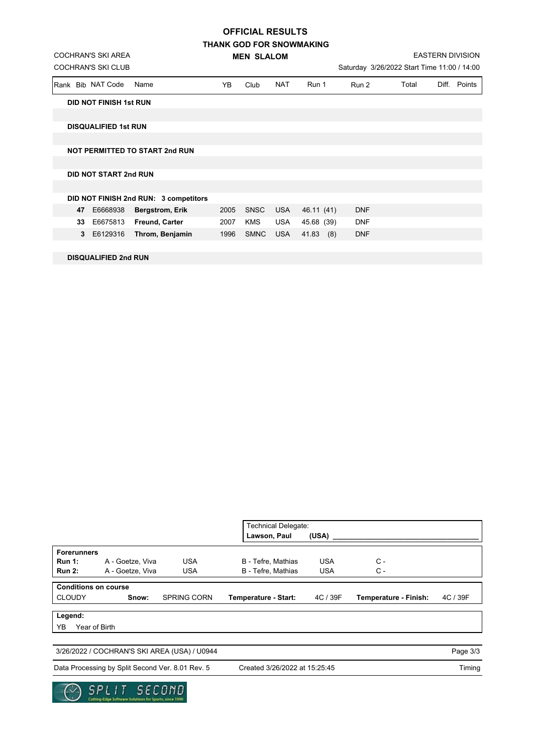# OFFICIAL RESULTS

## THANK GOD FOR SNOWMAKING

COCHRAN'S SKI AREA

COCHRAN'S SKI CLUB

**MEN SLALOM**

EASTERN DIVISION

Saturday 3/26/2022 Start Time 11:00 / 14:00

| Rank | Bib | NAT Code | Name | YB | Club | NAT | Run 1 | Run 2 | Total | Diff. | Points |
|---|---|---|---|---|---|---|---|---|---|---|---|
| **DID NOT FINISH 1st RUN** | | | | | | | | | | | |
| **DISQUALIFIED 1st RUN** | | | | | | | | | | | |
| **NOT PERMITTED TO START 2nd RUN** | | | | | | | | | | | |
| **DID NOT START 2nd RUN** | | | | | | | | | | | |
| **DID NOT FINISH 2nd RUN: 3 competitors** | | | | | | | | | | | |
| | **47** | E6668938 | **Bergstrom, Erik** | 2005 | SNSC | USA | 46.11 (41) | DNF | | | |
| | **33** | E6675813 | **Freund, Carter** | 2007 | KMS | USA | 45.68 (39) | DNF | | | |
| | **3** | E6129316 | **Throm, Benjamin** | 1996 | SMNC | USA | 41.83 (8) | DNF | | | |
| **DISQUALIFIED 2nd RUN** | | | | | | | | | | | |

Technical Delegate:
**Lawson, Paul** **(USA)**

| **Forerunners** | | | | | |
|---|---|---|---|---|---|
| **Run 1:** | A - Goetze, Viva | USA | B - Tefre, Mathias | USA | C - |
| **Run 2:** | A - Goetze, Viva | USA | B - Tefre, Mathias | USA | C - |

| **Conditions on course** | | | | | | | |
|---|---|---|---|---|---|---|---|
| CLOUDY | **Snow:** | SPRING CORN | **Temperature - Start:** | 4C / 39F | **Temperature - Finish:** | 4C / 39F |

**Legend:**
YB Year of Birth

3/26/2022 / COCHRAN'S SKI AREA (USA) / U0944

Data Processing by Split Second Ver. 8.01 Rev. 5 | Created 3/26/2022 at 15:25:45 | Timing